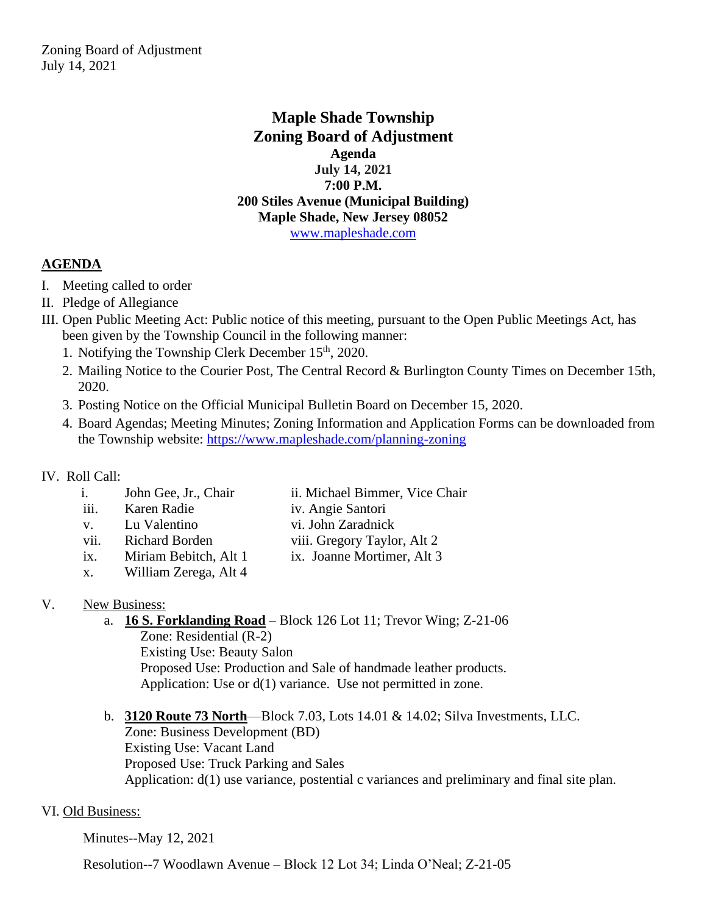Zoning Board of Adjustment
July 14, 2021

# Maple Shade Township
# Zoning Board of Adjustment
**Agenda**
**July 14, 2021**
**7:00 P.M.**
**200 Stiles Avenue (Municipal Building)**
**Maple Shade, New Jersey 08052**
www.mapleshade.com

## AGENDA

I. Meeting called to order

II. Pledge of Allegiance

III. Open Public Meeting Act: Public notice of this meeting, pursuant to the Open Public Meetings Act, has been given by the Township Council in the following manner:

1. Notifying the Township Clerk December 15th, 2020.
2. Mailing Notice to the Courier Post, The Central Record & Burlington County Times on December 15th, 2020.
3. Posting Notice on the Official Municipal Bulletin Board on December 15, 2020.
4. Board Agendas; Meeting Minutes; Zoning Information and Application Forms can be downloaded from the Township website: https://www.mapleshade.com/planning-zoning

IV. Roll Call:

- i. John Gee, Jr., Chair
- ii. Michael Bimmer, Vice Chair
- iii. Karen Radie
- iv. Angie Santori
- v. Lu Valentino
- vi. John Zaradnick
- vii. Richard Borden
- viii. Gregory Taylor, Alt 2
- ix. Miriam Bebitch, Alt 1
- ix. Joanne Mortimer, Alt 3
- x. William Zerega, Alt 4

V. New Business:

a. **16 S. Forklanding Road** – Block 126 Lot 11; Trevor Wing; Z-21-06
Zone: Residential (R-2)
Existing Use: Beauty Salon
Proposed Use: Production and Sale of handmade leather products.
Application: Use or d(1) variance. Use not permitted in zone.

b. **3120 Route 73 North**—Block 7.03, Lots 14.01 & 14.02; Silva Investments, LLC.
Zone: Business Development (BD)
Existing Use: Vacant Land
Proposed Use: Truck Parking and Sales
Application: d(1) use variance, postential c variances and preliminary and final site plan.

VI. Old Business:

Minutes--May 12, 2021

Resolution--7 Woodlawn Avenue – Block 12 Lot 34; Linda O'Neal; Z-21-05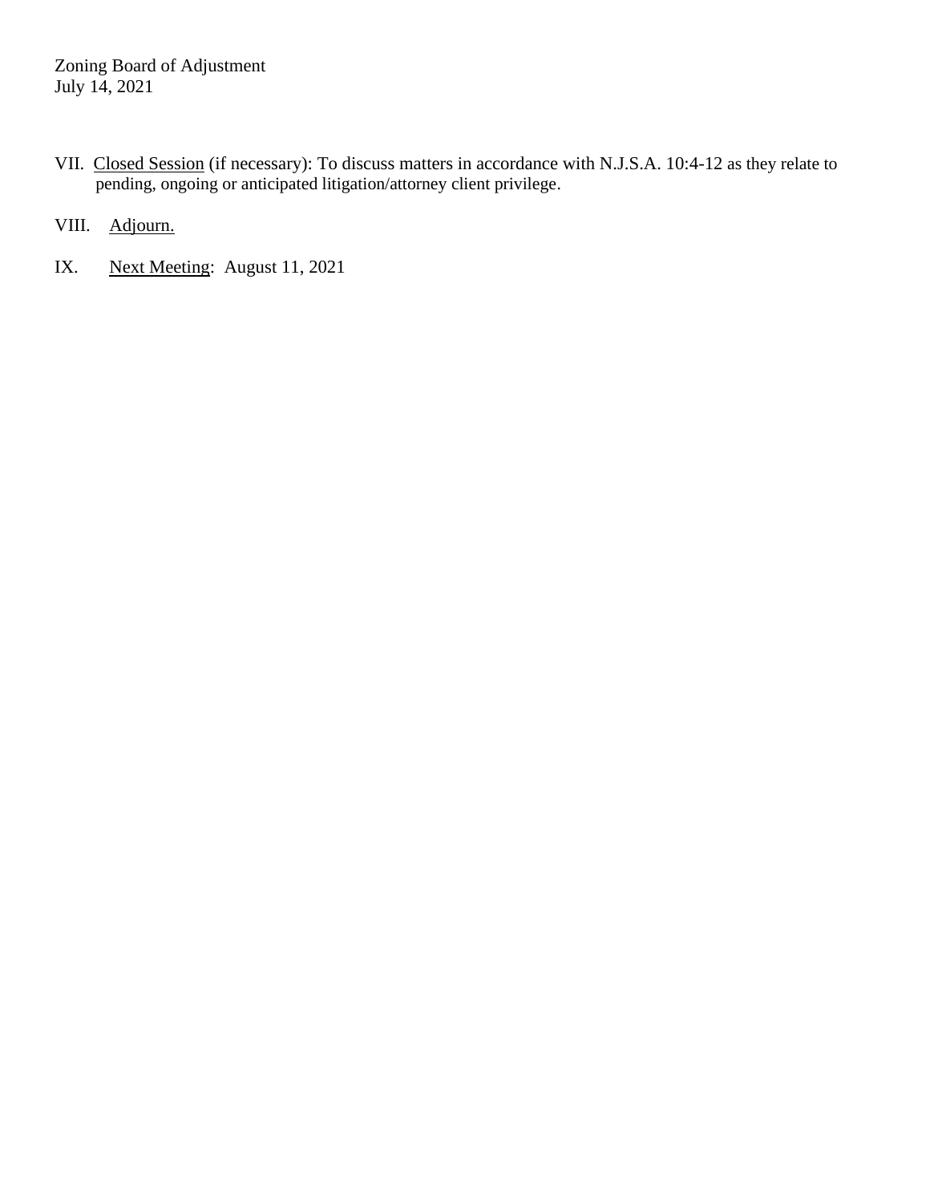VII. Closed Session (if necessary): To discuss matters in accordance with N.J.S.A. 10:4-12 as they relate to pending, ongoing or anticipated litigation/attorney client privilege.

VIII. Adjourn.

IX. Next Meeting: August 11, 2021